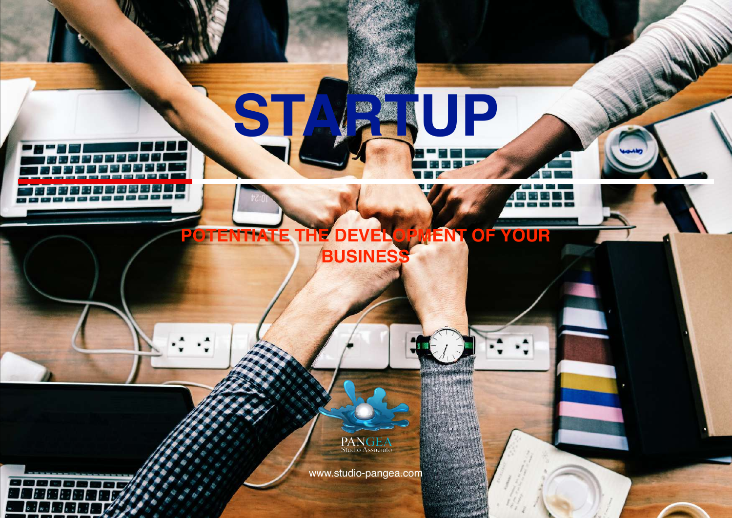# STARTUP

## POTENTIATE THE DEVELOPMENT OF YOUR BUSINESS

PANGEA
Studio Associato

www.studio-pangea.com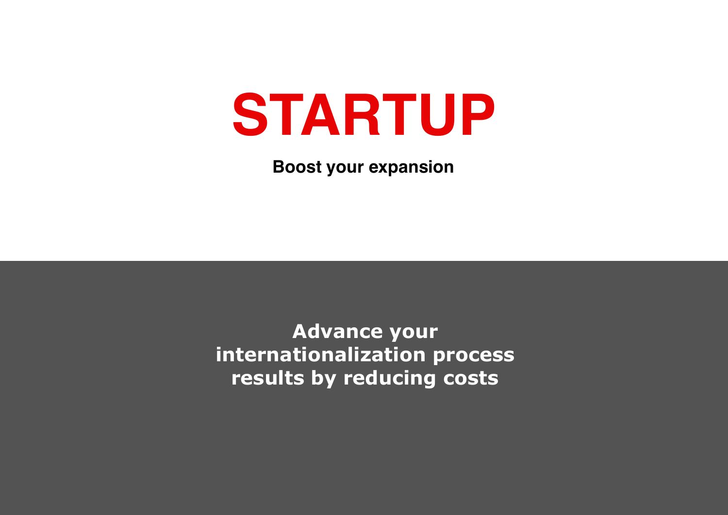# STARTUP

**Boost your expansion**

**Advance your internationalization process results by reducing costs**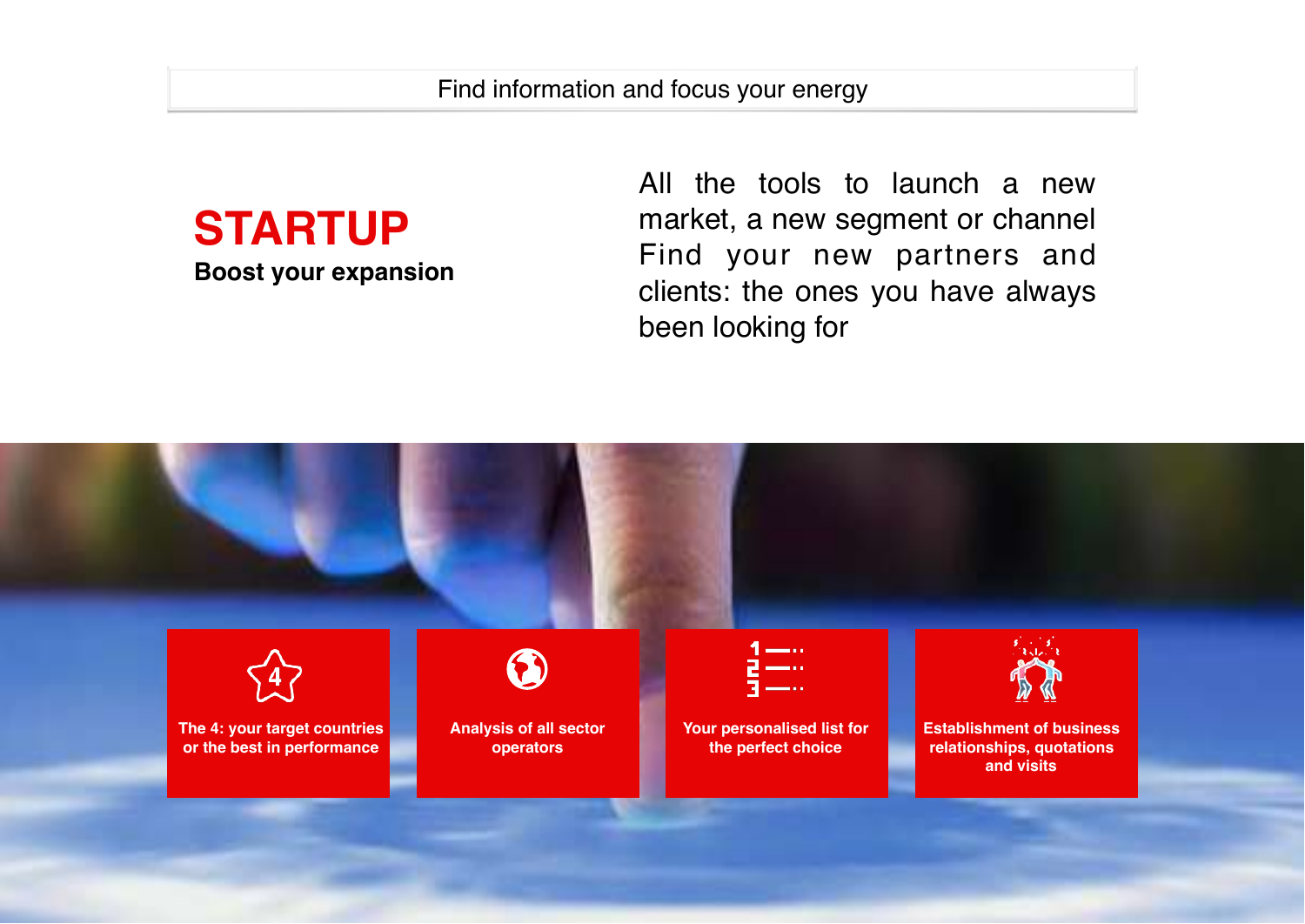Find information and focus your energy

# STARTUP

**Boost your expansion**

All the tools to launch a new market, a new segment or channel
Find your new partners and clients: the ones you have always been looking for

**The 4: your target countries or the best in performance**

**Analysis of all sector operators**

**Your personalised list for the perfect choice**

**Establishment of business relationships, quotations and visits**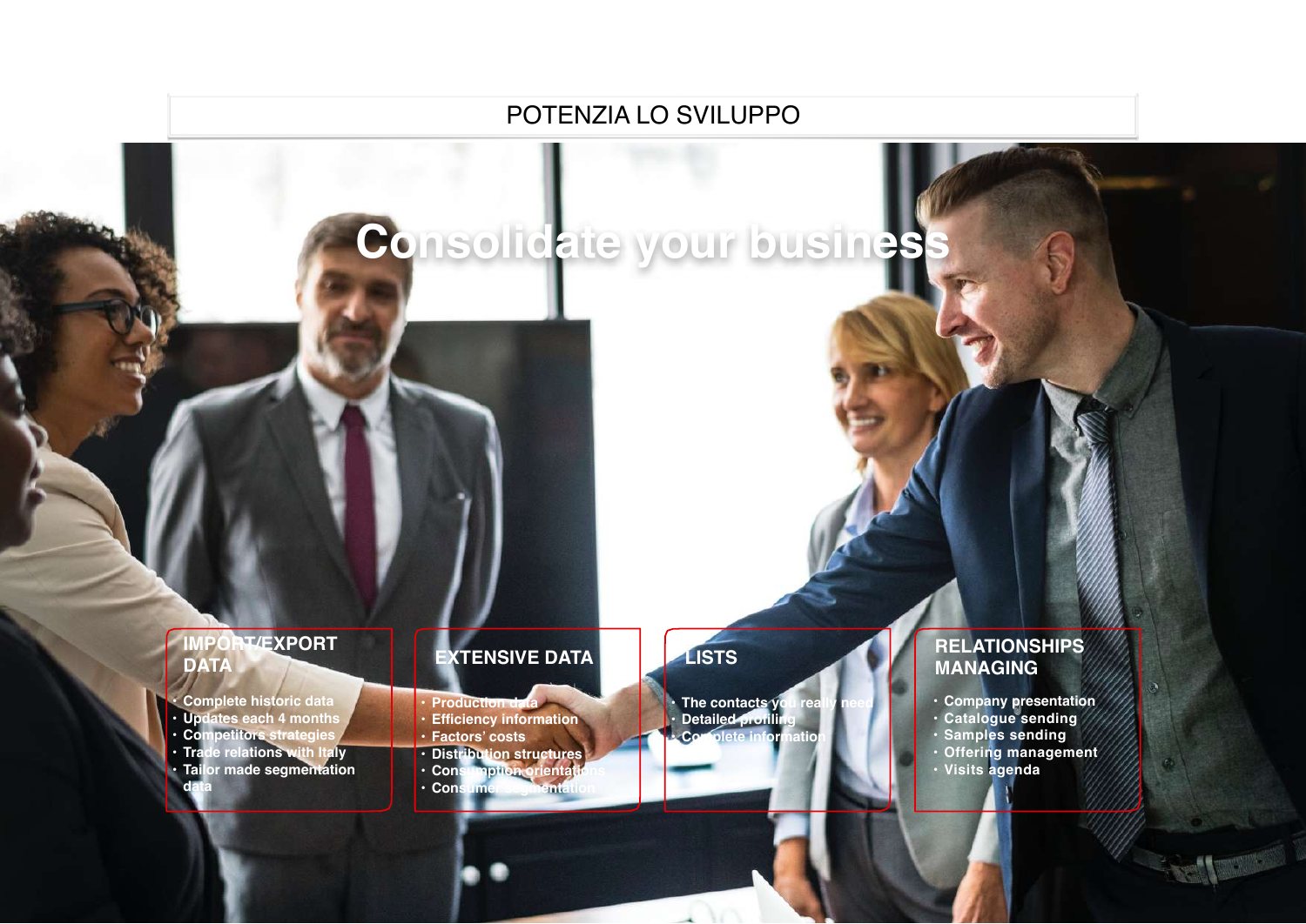# POTENZIA LO SVILUPPO

## Consolidate your business

### IMPORT/EXPORT DATA

- Complete historic data
- Updates each 4 months
- Competitors strategies
- Trade relations with Italy
- Tailor made segmentation data

### EXTENSIVE DATA

- Production data
- Efficiency information
- Factors' costs
- Distribution structures
- Consumption orientations
- Consumer segmentation

### LISTS

- The contacts you really need
- Detailed profiling
- Complete information

### RELATIONSHIPS MANAGING

- Company presentation
- Catalogue sending
- Samples sending
- Offering management
- Visits agenda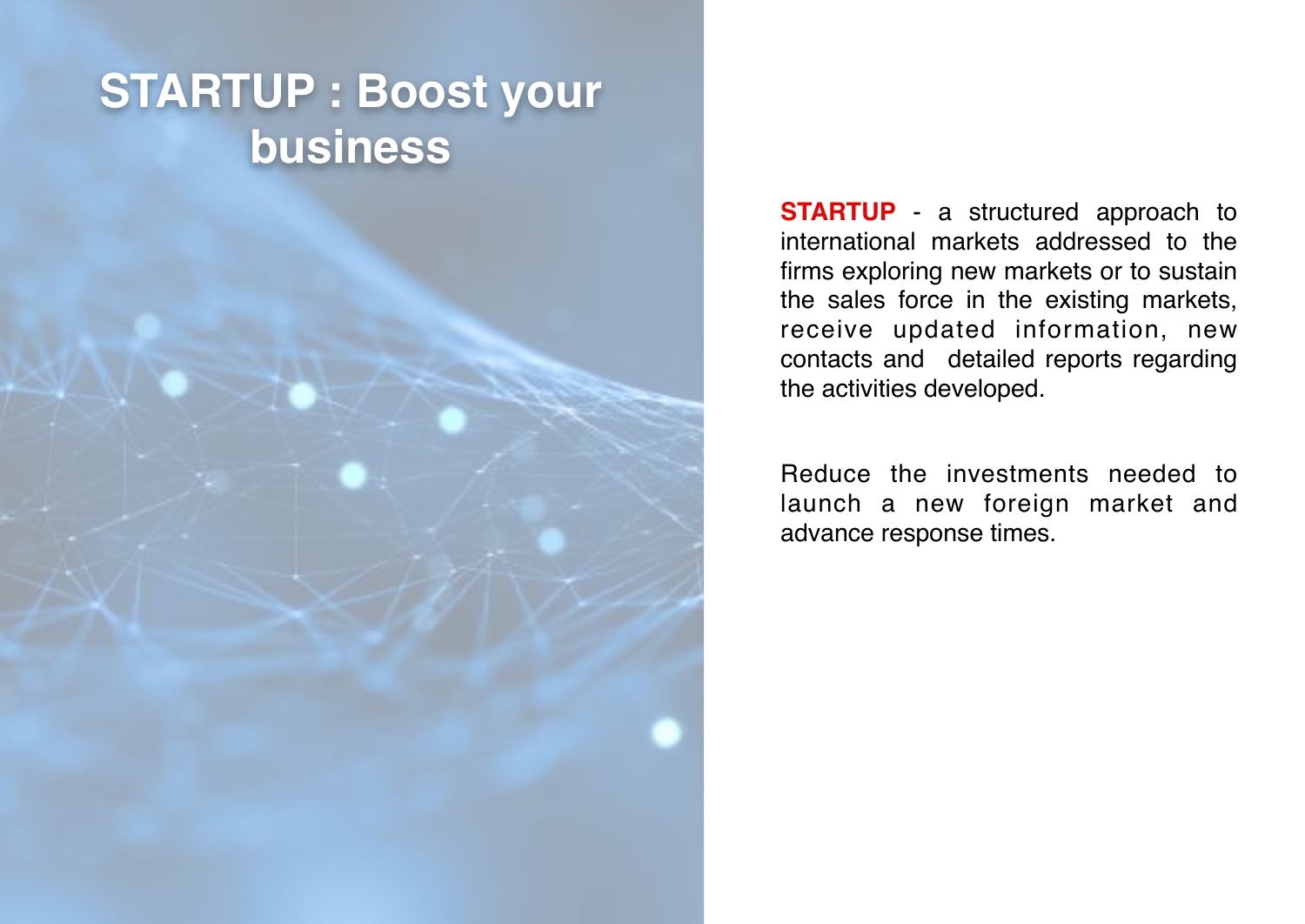# STARTUP : Boost your business

**STARTUP** - a structured approach to international markets addressed to the firms exploring new markets or to sustain the sales force in the existing markets, receive updated information, new contacts and detailed reports regarding the activities developed.

Reduce the investments needed to launch a new foreign market and advance response times.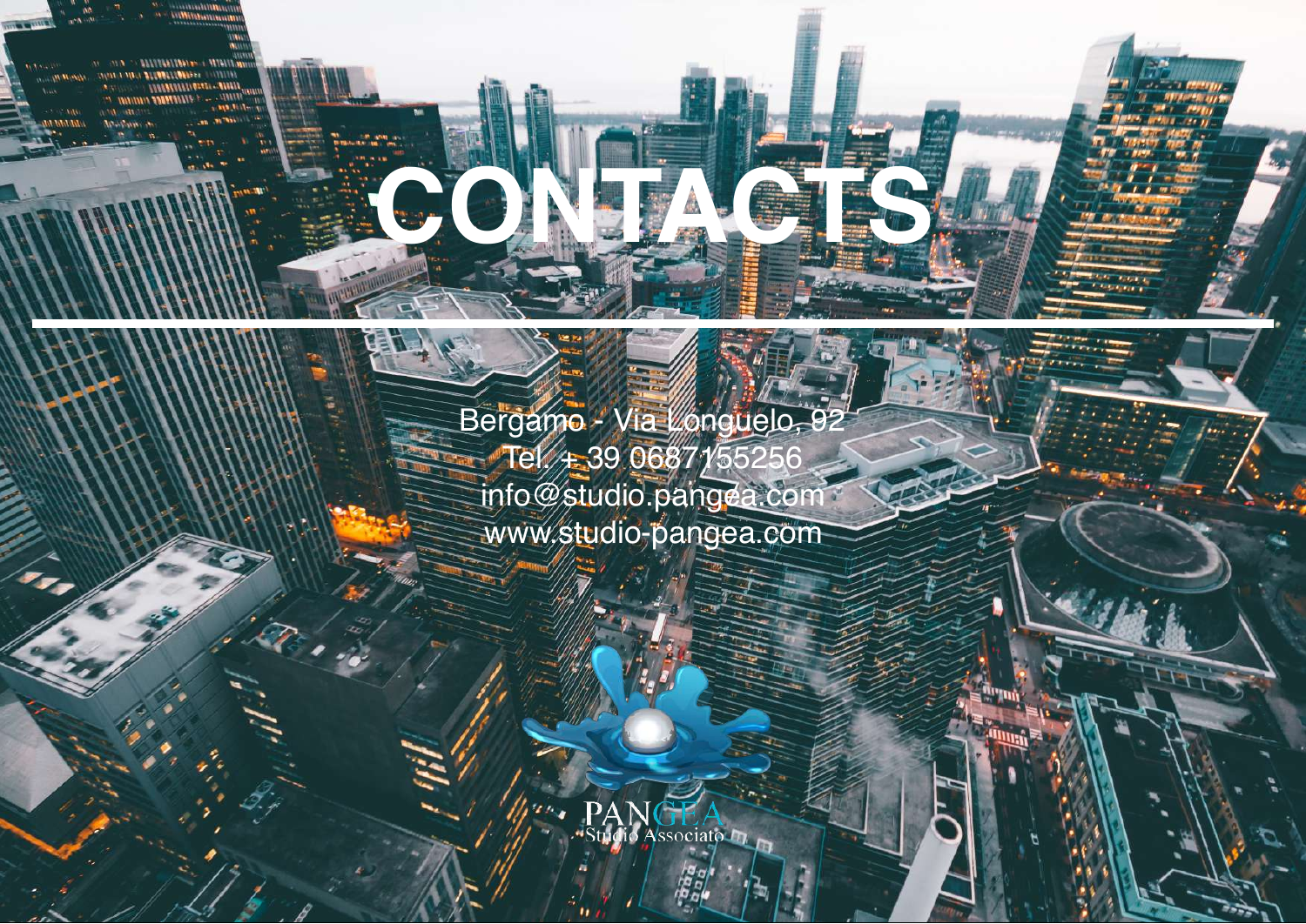# CONTACTS

Bergamo - Via Longuelo, 92
Tel. + 39 0687155256
info@studio.pangea.com
www.studio-pangea.com

PANGEA
Studio Associato